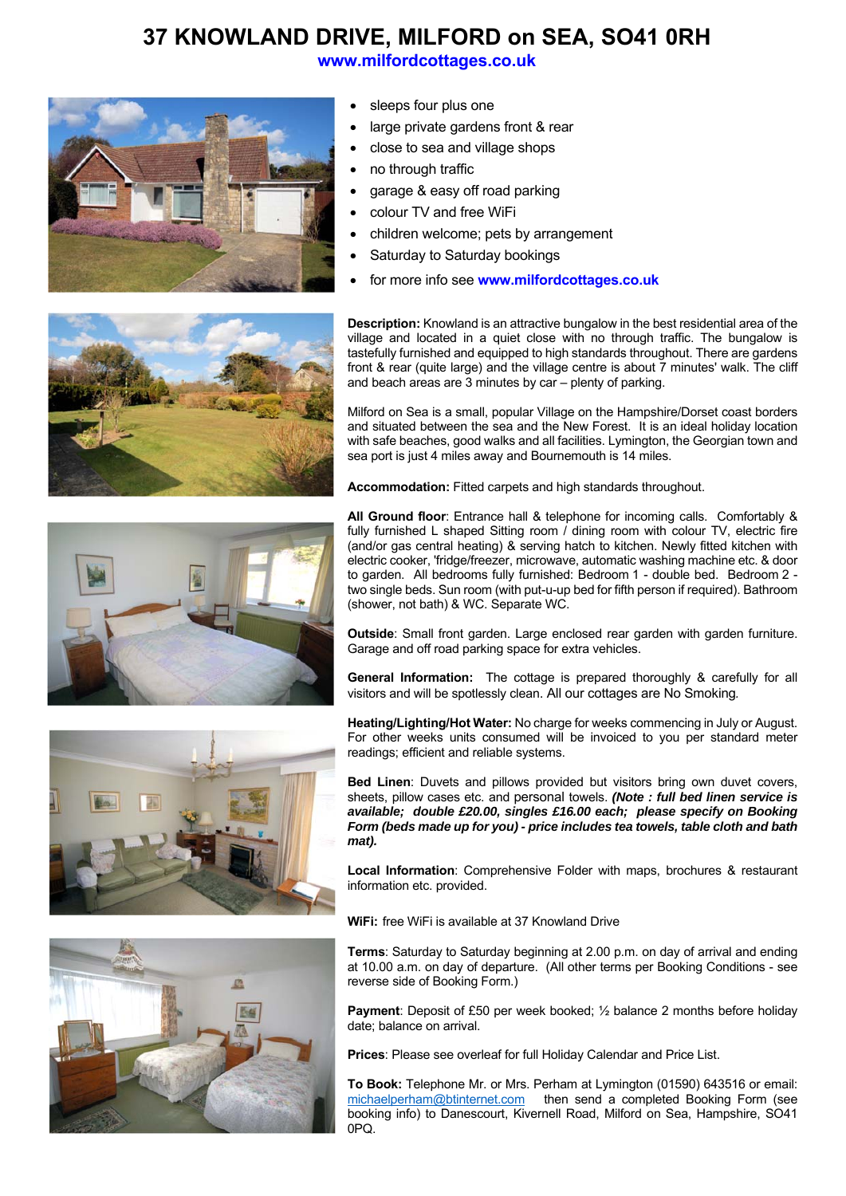# 37 KNOWLAND DRIVE, MILFORD on SEA, SO41 0RH

**www.milfordcottages.co.uk**

- sleeps four plus one
- large private gardens front & rear
- close to sea and village shops
- no through traffic
- garage & easy off road parking
- colour TV and free WiFi
- children welcome; pets by arrangement
- Saturday to Saturday bookings
- for more info see **www.milfordcottages.co.uk**

**Description:** Knowland is an attractive bungalow in the best residential area of the village and located in a quiet close with no through traffic. The bungalow is tastefully furnished and equipped to high standards throughout. There are gardens front & rear (quite large) and the village centre is about 7 minutes' walk. The cliff and beach areas are 3 minutes by car – plenty of parking.

Milford on Sea is a small, popular Village on the Hampshire/Dorset coast borders and situated between the sea and the New Forest. It is an ideal holiday location with safe beaches, good walks and all facilities. Lymington, the Georgian town and sea port is just 4 miles away and Bournemouth is 14 miles.

**Accommodation:** Fitted carpets and high standards throughout.

**All Ground floor**: Entrance hall & telephone for incoming calls. Comfortably & fully furnished L shaped Sitting room / dining room with colour TV, electric fire (and/or gas central heating) & serving hatch to kitchen. Newly fitted kitchen with electric cooker, 'fridge/freezer, microwave, automatic washing machine etc. & door to garden. All bedrooms fully furnished: Bedroom 1 - double bed. Bedroom 2 - two single beds. Sun room (with put-u-up bed for fifth person if required). Bathroom (shower, not bath) & WC. Separate WC.

**Outside**: Small front garden. Large enclosed rear garden with garden furniture. Garage and off road parking space for extra vehicles.

**General Information:** The cottage is prepared thoroughly & carefully for all visitors and will be spotlessly clean. All our cottages are No Smoking.

**Heating/Lighting/Hot Water:** No charge for weeks commencing in July or August. For other weeks units consumed will be invoiced to you per standard meter readings; efficient and reliable systems.

**Bed Linen**: Duvets and pillows provided but visitors bring own duvet covers, sheets, pillow cases etc. and personal towels. ***(Note : full bed linen service is available; double £20.00, singles £16.00 each; please specify on Booking Form (beds made up for you) - price includes tea towels, table cloth and bath mat).***

**Local Information**: Comprehensive Folder with maps, brochures & restaurant information etc. provided.

**WiFi:** free WiFi is available at 37 Knowland Drive

**Terms**: Saturday to Saturday beginning at 2.00 p.m. on day of arrival and ending at 10.00 a.m. on day of departure. (All other terms per Booking Conditions - see reverse side of Booking Form.)

**Payment**: Deposit of £50 per week booked; ½ balance 2 months before holiday date; balance on arrival.

**Prices**: Please see overleaf for full Holiday Calendar and Price List.

**To Book:** Telephone Mr. or Mrs. Perham at Lymington (01590) 643516 or email: michaelperham@btinternet.com then send a completed Booking Form (see booking info) to Danescourt, Kivernell Road, Milford on Sea, Hampshire, SO41 0PQ.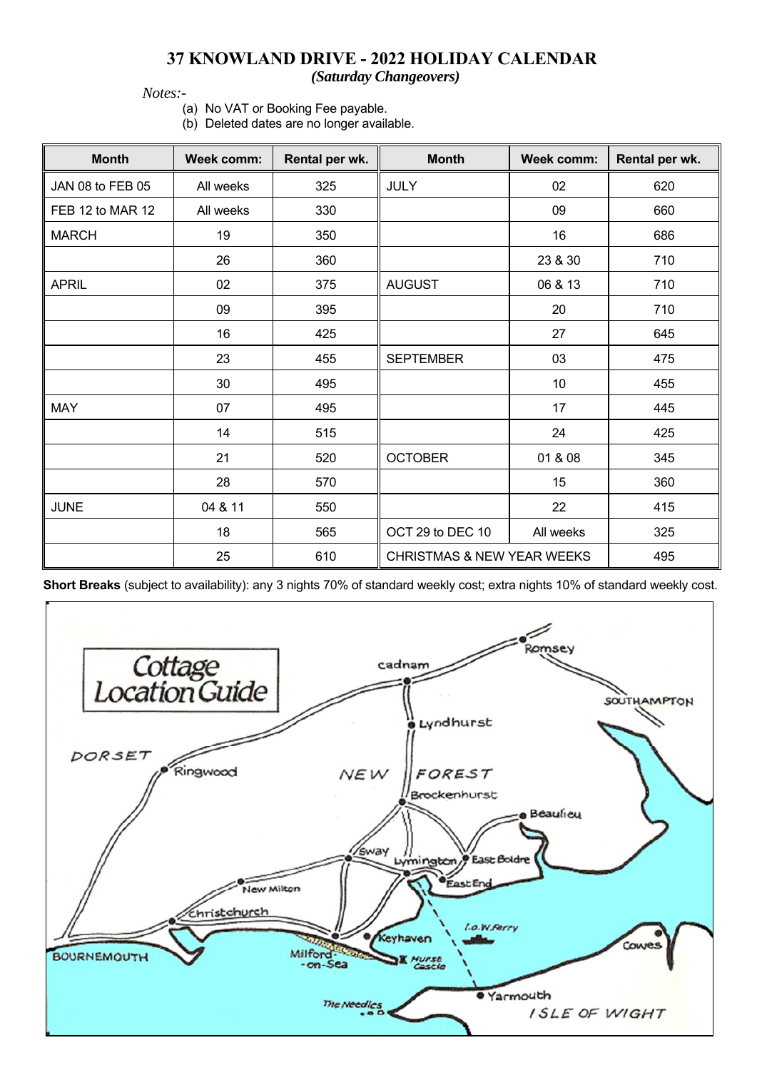# 37 KNOWLAND DRIVE - 2022 HOLIDAY CALENDAR

*(Saturday Changeovers)*

*Notes:-*

(a) No VAT or Booking Fee payable.
(b) Deleted dates are no longer available.

| Month | Week comm: | Rental per wk. | Month | Week comm: | Rental per wk. |
|---|---|---|---|---|---|
| JAN 08 to FEB 05 | All weeks | 325 | JULY | 02 | 620 |
| FEB 12 to MAR 12 | All weeks | 330 | | 09 | 660 |
| MARCH | 19 | 350 | | 16 | 686 |
| | 26 | 360 | | 23 & 30 | 710 |
| APRIL | 02 | 375 | AUGUST | 06 & 13 | 710 |
| | 09 | 395 | | 20 | 710 |
| | 16 | 425 | | 27 | 645 |
| | 23 | 455 | SEPTEMBER | 03 | 475 |
| | 30 | 495 | | 10 | 455 |
| MAY | 07 | 495 | | 17 | 445 |
| | 14 | 515 | | 24 | 425 |
| | 21 | 520 | OCTOBER | 01 & 08 | 345 |
| | 28 | 570 | | 15 | 360 |
| JUNE | 04 & 11 | 550 | | 22 | 415 |
| | 18 | 565 | OCT 29 to DEC 10 | All weeks | 325 |
| | 25 | 610 | CHRISTMAS & NEW YEAR WEEKS | | 495 |

**Short Breaks** (subject to availability): any 3 nights 70% of standard weekly cost; extra nights 10% of standard weekly cost.

Cottage Location Guide

Romsey
Cadnam
SOUTHAMPTON
Lyndhurst
DORSET
Ringwood
NEW FOREST
Brockenhurst
Beaulieu
Sway
Lymington
East Boldre
East End
New Milton
Christchurch
I.o.W. Ferry
Keyhaven
Cowes
BOURNEMOUTH
Milford-on-Sea
Hurst Castle
Yarmouth
The Needles
ISLE OF WIGHT